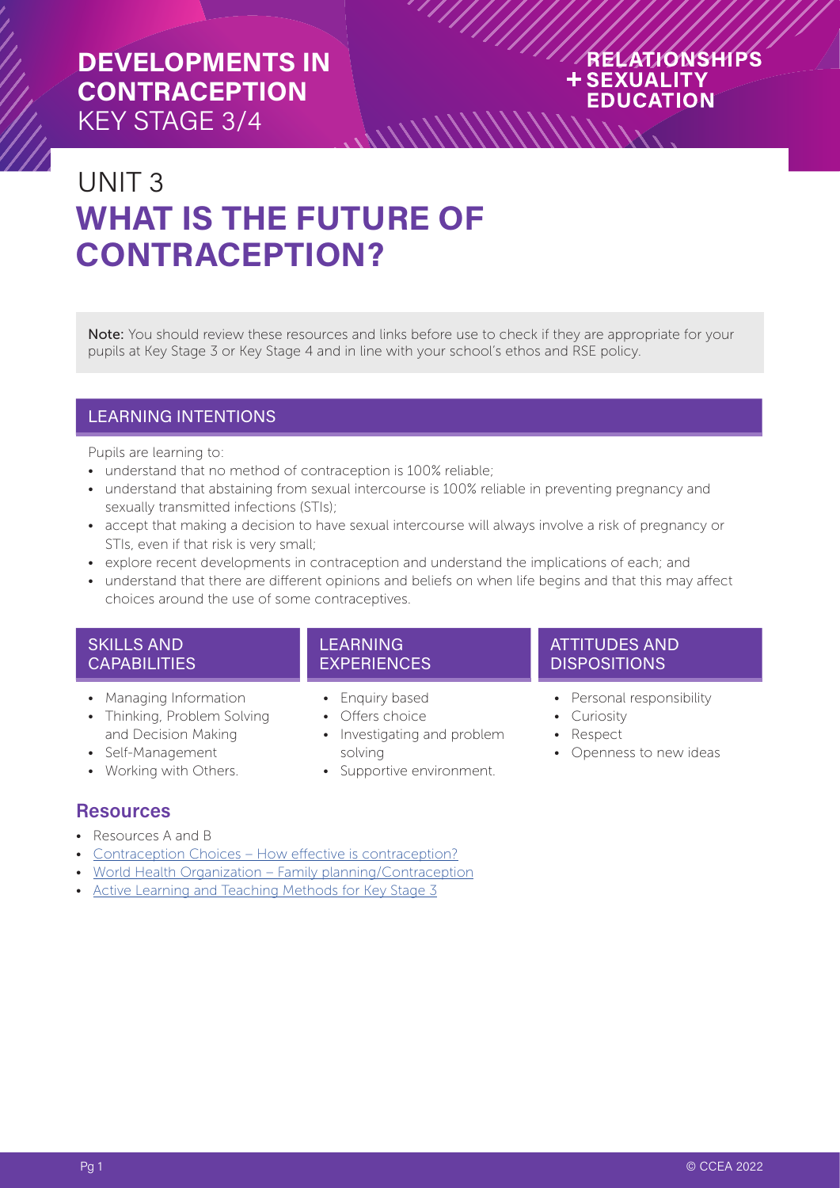# DEVELOPMENTS IN CONTRACEPTION
KEY STAGE 3/4

RELATIONSHIPS + SEXUALITY EDUCATION

## UNIT 3
# WHAT IS THE FUTURE OF CONTRACEPTION?

**Note:** You should review these resources and links before use to check if they are appropriate for your pupils at Key Stage 3 or Key Stage 4 and in line with your school's ethos and RSE policy.

### LEARNING INTENTIONS

Pupils are learning to:

- understand that no method of contraception is 100% reliable;
- understand that abstaining from sexual intercourse is 100% reliable in preventing pregnancy and sexually transmitted infections (STIs);
- accept that making a decision to have sexual intercourse will always involve a risk of pregnancy or STIs, even if that risk is very small;
- explore recent developments in contraception and understand the implications of each; and
- understand that there are different opinions and beliefs on when life begins and that this may affect choices around the use of some contraceptives.

### SKILLS AND CAPABILITIES

- Managing Information
- Thinking, Problem Solving and Decision Making
- Self-Management
- Working with Others.

### LEARNING EXPERIENCES

- Enquiry based
- Offers choice
- Investigating and problem solving
- Supportive environment.

### ATTITUDES AND DISPOSITIONS

- Personal responsibility
- Curiosity
- Respect
- Openness to new ideas

## Resources

- Resources A and B
- Contraception Choices – How effective is contraception?
- World Health Organization – Family planning/Contraception
- Active Learning and Teaching Methods for Key Stage 3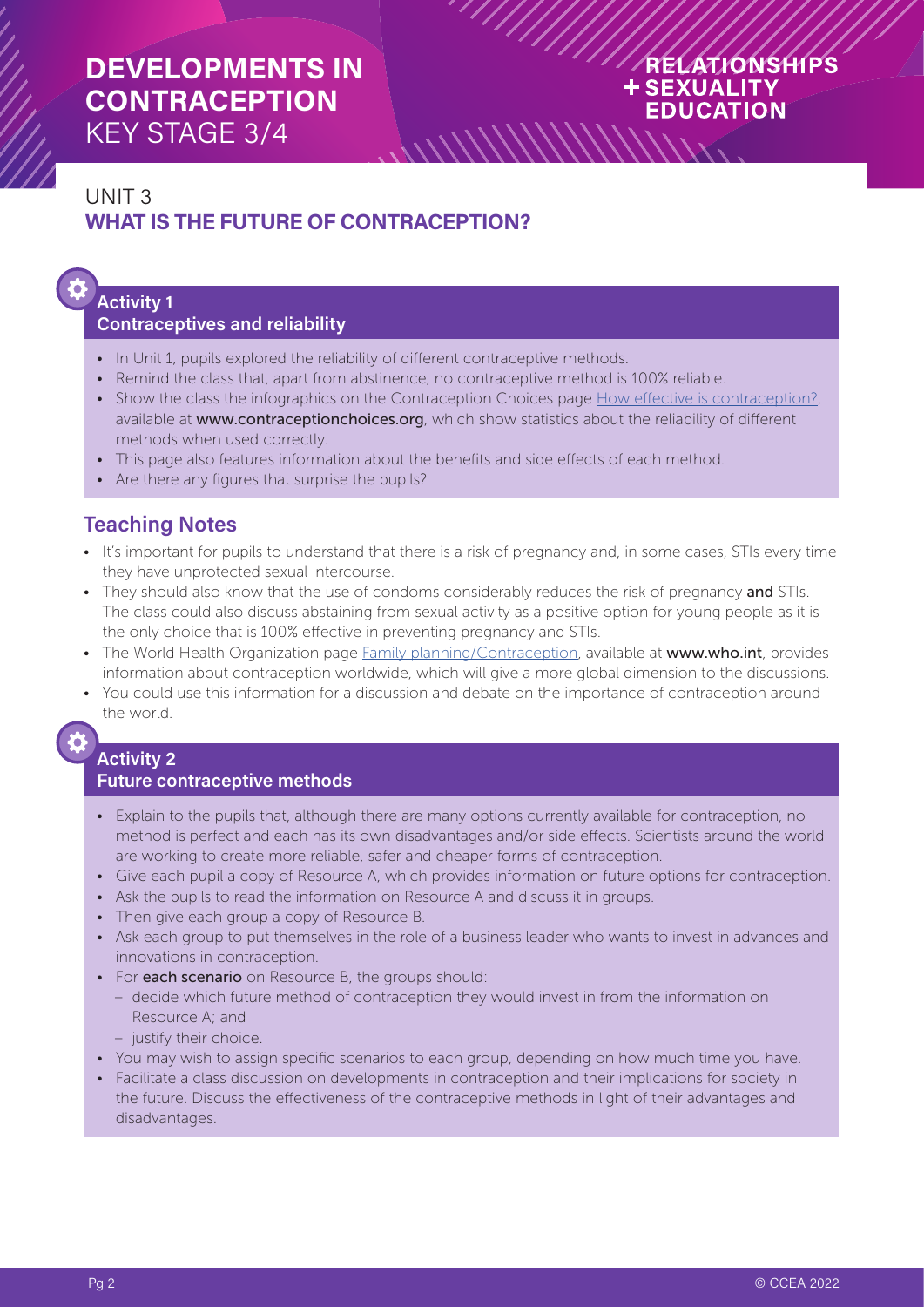# DEVELOPMENTS IN CONTRACEPTION

KEY STAGE 3/4

RELATIONSHIPS + SEXUALITY EDUCATION

## UNIT 3

## WHAT IS THE FUTURE OF CONTRACEPTION?

### Activity 1
### Contraceptives and reliability

- In Unit 1, pupils explored the reliability of different contraceptive methods.
- Remind the class that, apart from abstinence, no contraceptive method is 100% reliable.
- Show the class the infographics on the Contraception Choices page How effective is contraception?, available at **www.contraceptionchoices.org**, which show statistics about the reliability of different methods when used correctly.
- This page also features information about the benefits and side effects of each method.
- Are there any figures that surprise the pupils?

### Teaching Notes

- It's important for pupils to understand that there is a risk of pregnancy and, in some cases, STIs every time they have unprotected sexual intercourse.
- They should also know that the use of condoms considerably reduces the risk of pregnancy **and** STIs. The class could also discuss abstaining from sexual activity as a positive option for young people as it is the only choice that is 100% effective in preventing pregnancy and STIs.
- The World Health Organization page Family planning/Contraception, available at **www.who.int**, provides information about contraception worldwide, which will give a more global dimension to the discussions.
- You could use this information for a discussion and debate on the importance of contraception around the world.

### Activity 2
### Future contraceptive methods

- Explain to the pupils that, although there are many options currently available for contraception, no method is perfect and each has its own disadvantages and/or side effects. Scientists around the world are working to create more reliable, safer and cheaper forms of contraception.
- Give each pupil a copy of Resource A, which provides information on future options for contraception.
- Ask the pupils to read the information on Resource A and discuss it in groups.
- Then give each group a copy of Resource B.
- Ask each group to put themselves in the role of a business leader who wants to invest in advances and innovations in contraception.
- For **each scenario** on Resource B, the groups should:
  - decide which future method of contraception they would invest in from the information on Resource A; and
  - justify their choice.
- You may wish to assign specific scenarios to each group, depending on how much time you have.
- Facilitate a class discussion on developments in contraception and their implications for society in the future. Discuss the effectiveness of the contraceptive methods in light of their advantages and disadvantages.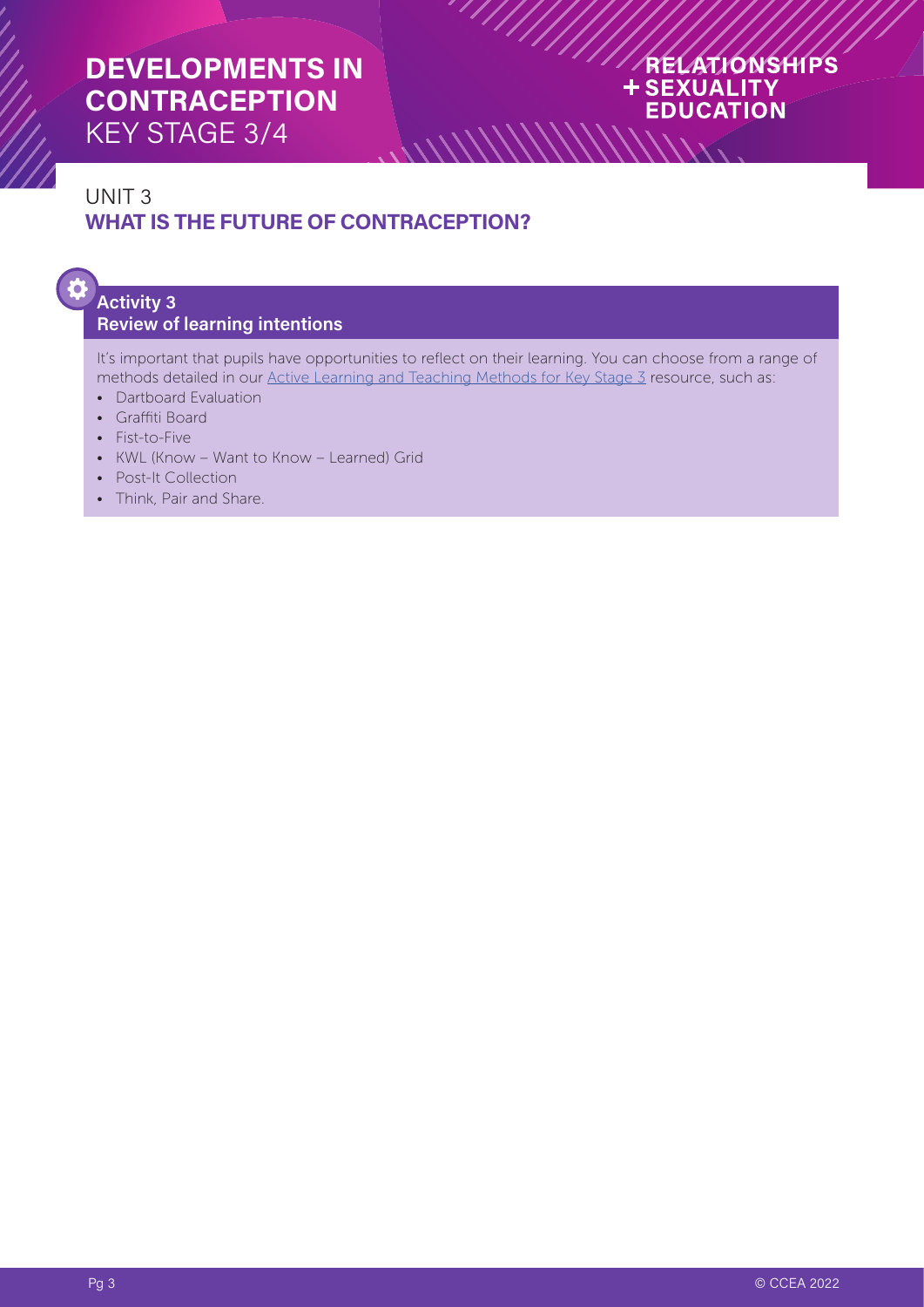# DEVELOPMENTS IN CONTRACEPTION

KEY STAGE 3/4

RELATIONSHIPS + SEXUALITY EDUCATION

## UNIT 3

## WHAT IS THE FUTURE OF CONTRACEPTION?

### Activity 3
### Review of learning intentions

It's important that pupils have opportunities to reflect on their learning. You can choose from a range of methods detailed in our Active Learning and Teaching Methods for Key Stage 3 resource, such as:

- Dartboard Evaluation
- Graffiti Board
- Fist-to-Five
- KWL (Know – Want to Know – Learned) Grid
- Post-It Collection
- Think, Pair and Share.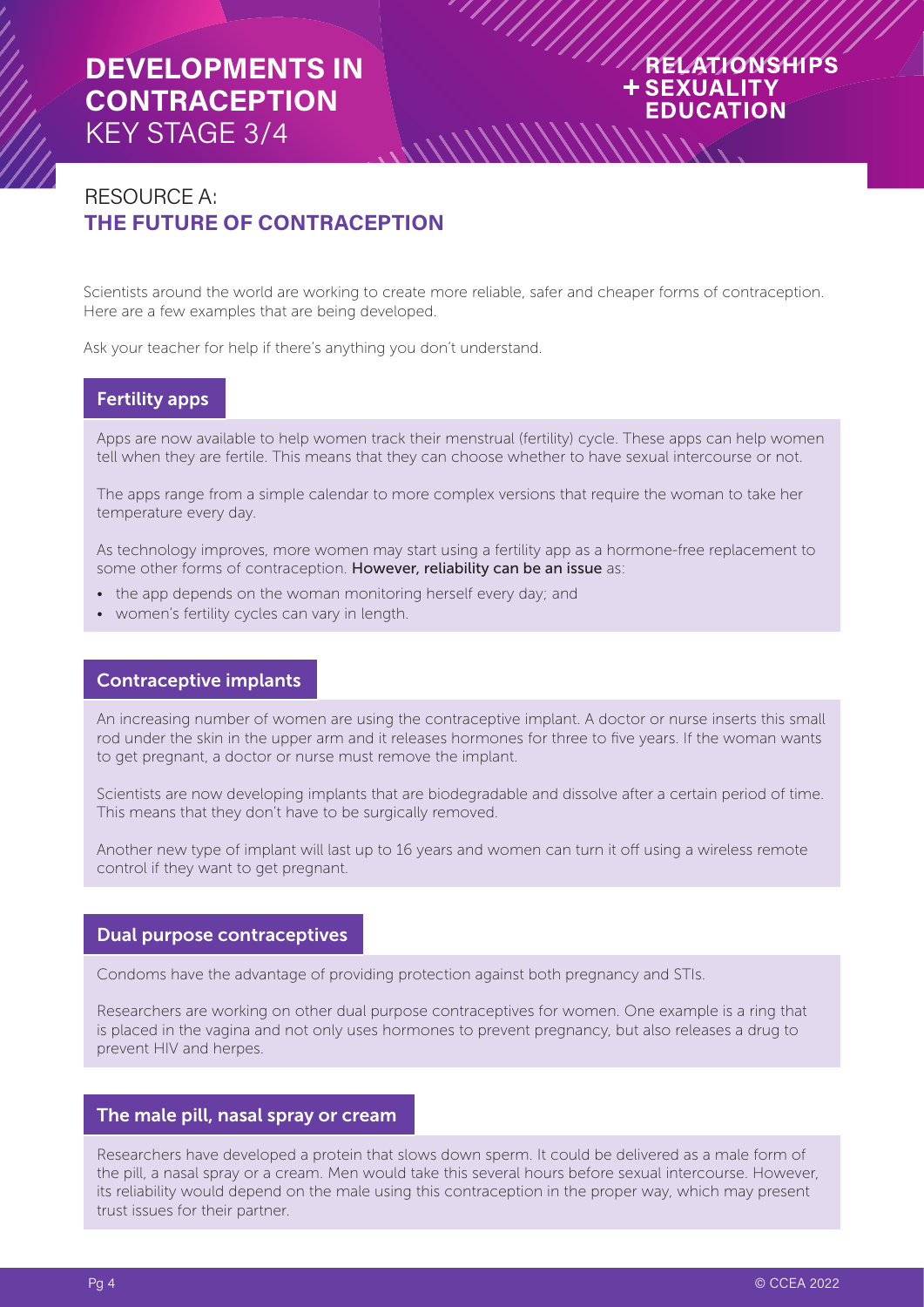# DEVELOPMENTS IN CONTRACEPTION

KEY STAGE 3/4

## RESOURCE A: THE FUTURE OF CONTRACEPTION

Scientists around the world are working to create more reliable, safer and cheaper forms of contraception. Here are a few examples that are being developed.

Ask your teacher for help if there's anything you don't understand.

### Fertility apps

Apps are now available to help women track their menstrual (fertility) cycle. These apps can help women tell when they are fertile. This means that they can choose whether to have sexual intercourse or not.

The apps range from a simple calendar to more complex versions that require the woman to take her temperature every day.

As technology improves, more women may start using a fertility app as a hormone-free replacement to some other forms of contraception. **However, reliability can be an issue** as:

- the app depends on the woman monitoring herself every day; and
- women's fertility cycles can vary in length.

### Contraceptive implants

An increasing number of women are using the contraceptive implant. A doctor or nurse inserts this small rod under the skin in the upper arm and it releases hormones for three to five years. If the woman wants to get pregnant, a doctor or nurse must remove the implant.

Scientists are now developing implants that are biodegradable and dissolve after a certain period of time. This means that they don't have to be surgically removed.

Another new type of implant will last up to 16 years and women can turn it off using a wireless remote control if they want to get pregnant.

### Dual purpose contraceptives

Condoms have the advantage of providing protection against both pregnancy and STIs.

Researchers are working on other dual purpose contraceptives for women. One example is a ring that is placed in the vagina and not only uses hormones to prevent pregnancy, but also releases a drug to prevent HIV and herpes.

### The male pill, nasal spray or cream

Researchers have developed a protein that slows down sperm. It could be delivered as a male form of the pill, a nasal spray or a cream. Men would take this several hours before sexual intercourse. However, its reliability would depend on the male using this contraception in the proper way, which may present trust issues for their partner.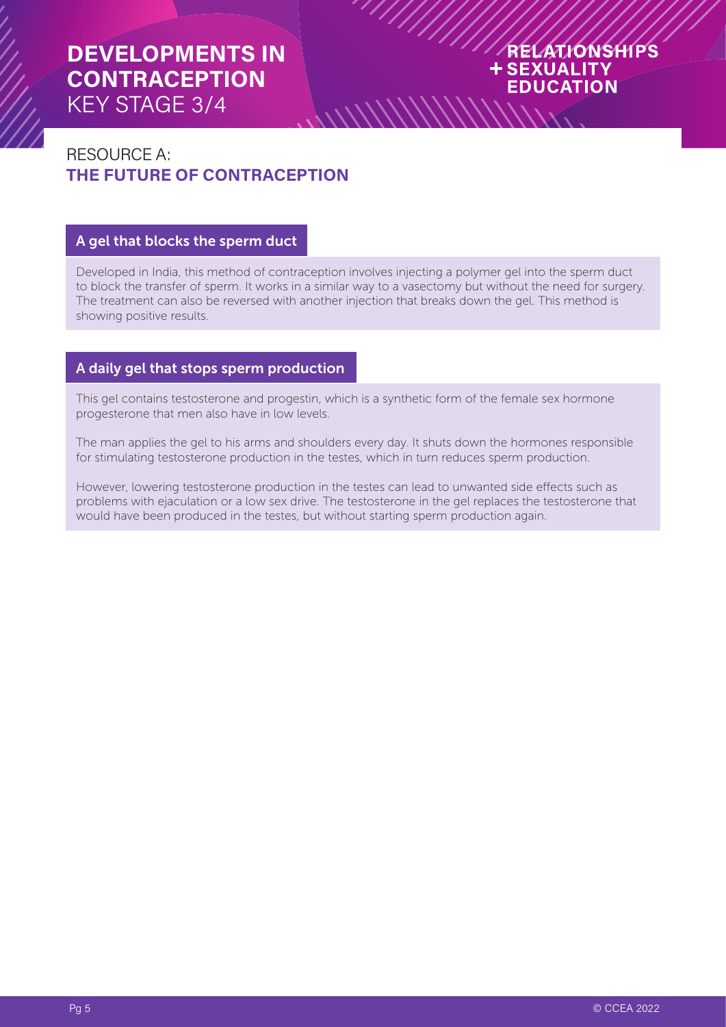# DEVELOPMENTS IN CONTRACEPTION
KEY STAGE 3/4

RELATIONSHIPS + SEXUALITY EDUCATION

## RESOURCE A: THE FUTURE OF CONTRACEPTION

### A gel that blocks the sperm duct

Developed in India, this method of contraception involves injecting a polymer gel into the sperm duct to block the transfer of sperm. It works in a similar way to a vasectomy but without the need for surgery. The treatment can also be reversed with another injection that breaks down the gel. This method is showing positive results.

### A daily gel that stops sperm production

This gel contains testosterone and progestin, which is a synthetic form of the female sex hormone progesterone that men also have in low levels.

The man applies the gel to his arms and shoulders every day. It shuts down the hormones responsible for stimulating testosterone production in the testes, which in turn reduces sperm production.

However, lowering testosterone production in the testes can lead to unwanted side effects such as problems with ejaculation or a low sex drive. The testosterone in the gel replaces the testosterone that would have been produced in the testes, but without starting sperm production again.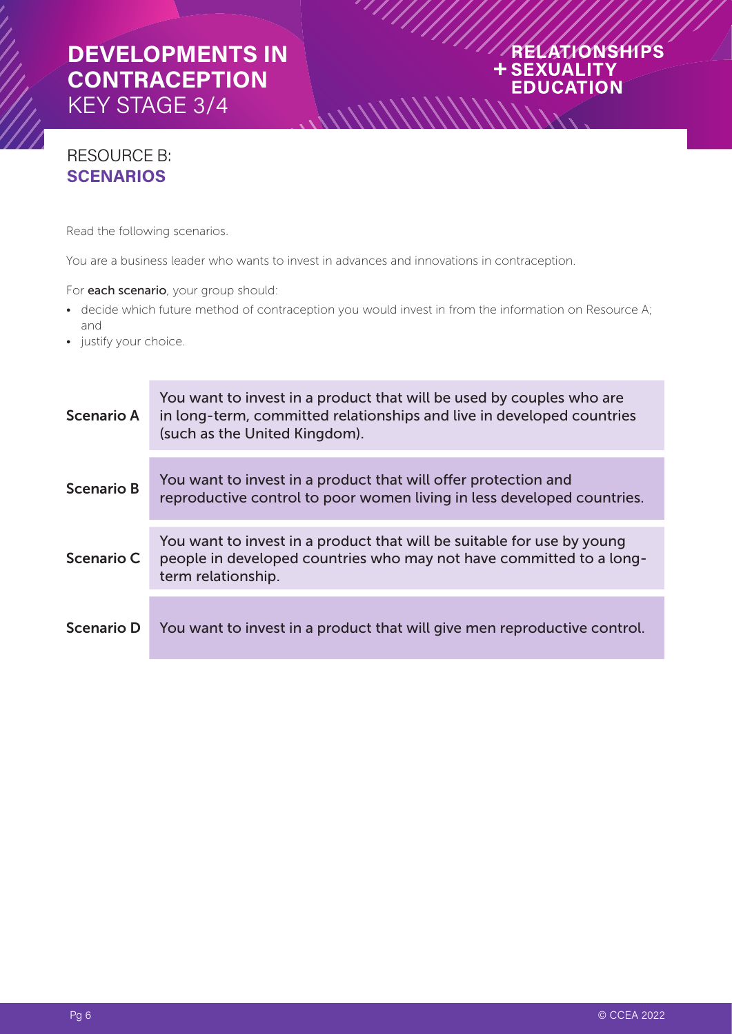# DEVELOPMENTS IN CONTRACEPTION
KEY STAGE 3/4

RELATIONSHIPS + SEXUALITY EDUCATION

## RESOURCE B: **SCENARIOS**

Read the following scenarios.

You are a business leader who wants to invest in advances and innovations in contraception.

For **each scenario**, your group should:

- decide which future method of contraception you would invest in from the information on Resource A; and
- justify your choice.

| | |
|---|---|
| **Scenario A** | You want to invest in a product that will be used by couples who are in long-term, committed relationships and live in developed countries (such as the United Kingdom). |
| **Scenario B** | You want to invest in a product that will offer protection and reproductive control to poor women living in less developed countries. |
| **Scenario C** | You want to invest in a product that will be suitable for use by young people in developed countries who may not have committed to a long-term relationship. |
| **Scenario D** | You want to invest in a product that will give men reproductive control. |

© CCEA 2022